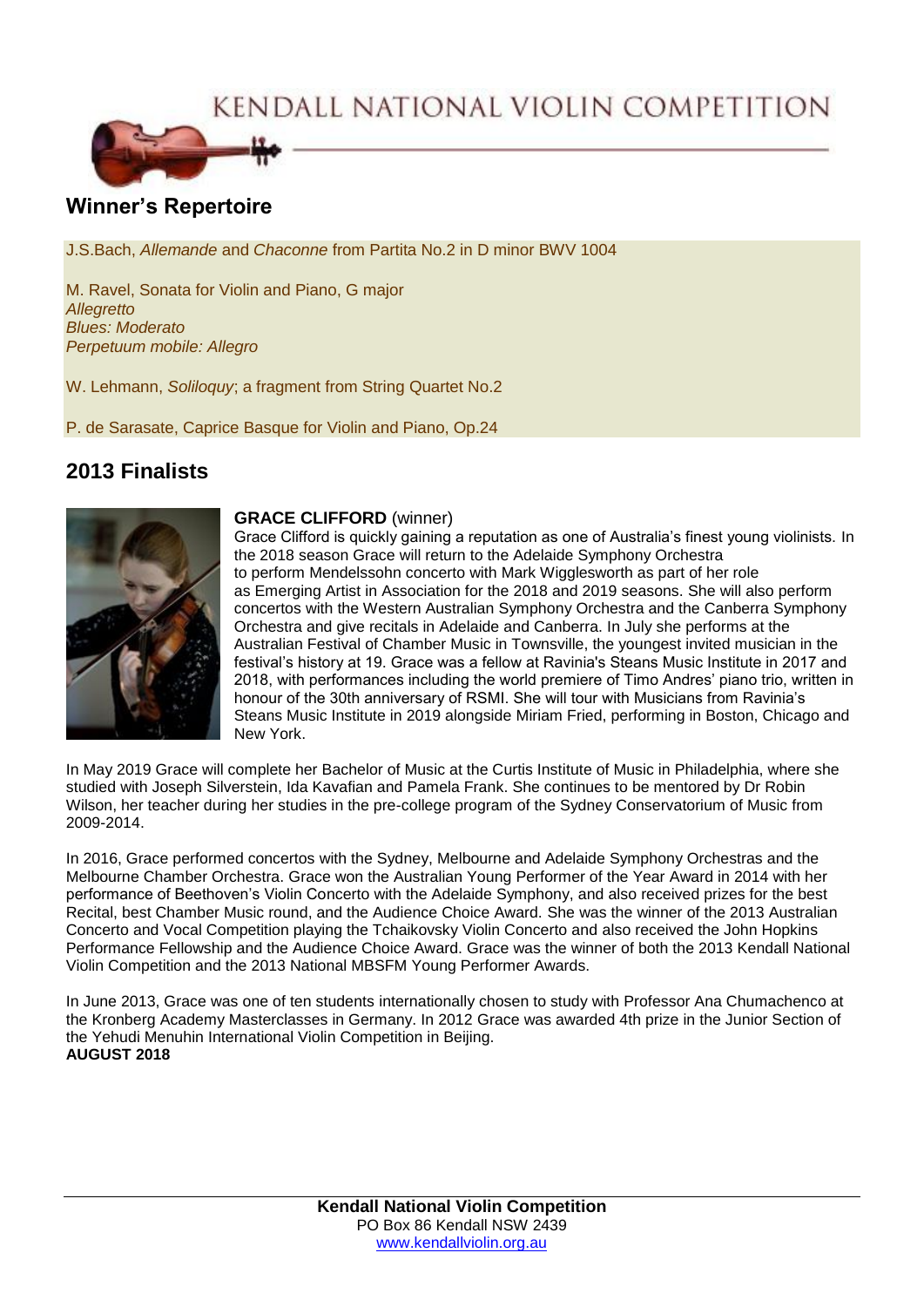# KENDALL NATIONAL VIOLIN COMPETITION

## Winner's Repertoire

J.S.Bach, *Allemande* and *Chaconne* from Partita No.2 in D minor BWV 1004

M. Ravel, Sonata for Violin and Piano, G major
*Allegretto*
*Blues: Moderato*
*Perpetuum mobile: Allegro*

W. Lehmann, *Soliloquy*; a fragment from String Quartet No.2

P. de Sarasate, Caprice Basque for Violin and Piano, Op.24

## 2013 Finalists

**GRACE CLIFFORD** (winner)
Grace Clifford is quickly gaining a reputation as one of Australia's finest young violinists. In the 2018 season Grace will return to the Adelaide Symphony Orchestra to perform Mendelssohn concerto with Mark Wigglesworth as part of her role as Emerging Artist in Association for the 2018 and 2019 seasons. She will also perform concertos with the Western Australian Symphony Orchestra and the Canberra Symphony Orchestra and give recitals in Adelaide and Canberra. In July she performs at the Australian Festival of Chamber Music in Townsville, the youngest invited musician in the festival's history at 19. Grace was a fellow at Ravinia's Steans Music Institute in 2017 and 2018, with performances including the world premiere of Timo Andres' piano trio, written in honour of the 30th anniversary of RSMI. She will tour with Musicians from Ravinia's Steans Music Institute in 2019 alongside Miriam Fried, performing in Boston, Chicago and New York.

In May 2019 Grace will complete her Bachelor of Music at the Curtis Institute of Music in Philadelphia, where she studied with Joseph Silverstein, Ida Kavafian and Pamela Frank. She continues to be mentored by Dr Robin Wilson, her teacher during her studies in the pre-college program of the Sydney Conservatorium of Music from 2009-2014.

In 2016, Grace performed concertos with the Sydney, Melbourne and Adelaide Symphony Orchestras and the Melbourne Chamber Orchestra. Grace won the Australian Young Performer of the Year Award in 2014 with her performance of Beethoven's Violin Concerto with the Adelaide Symphony, and also received prizes for the best Recital, best Chamber Music round, and the Audience Choice Award. She was the winner of the 2013 Australian Concerto and Vocal Competition playing the Tchaikovsky Violin Concerto and also received the John Hopkins Performance Fellowship and the Audience Choice Award. Grace was the winner of both the 2013 Kendall National Violin Competition and the 2013 National MBSFM Young Performer Awards.

In June 2013, Grace was one of ten students internationally chosen to study with Professor Ana Chumachenco at the Kronberg Academy Masterclasses in Germany. In 2012 Grace was awarded 4th prize in the Junior Section of the Yehudi Menuhin International Violin Competition in Beijing.
**AUGUST 2018**

**Kendall National Violin Competition**
PO Box 86 Kendall NSW 2439
www.kendallviolin.org.au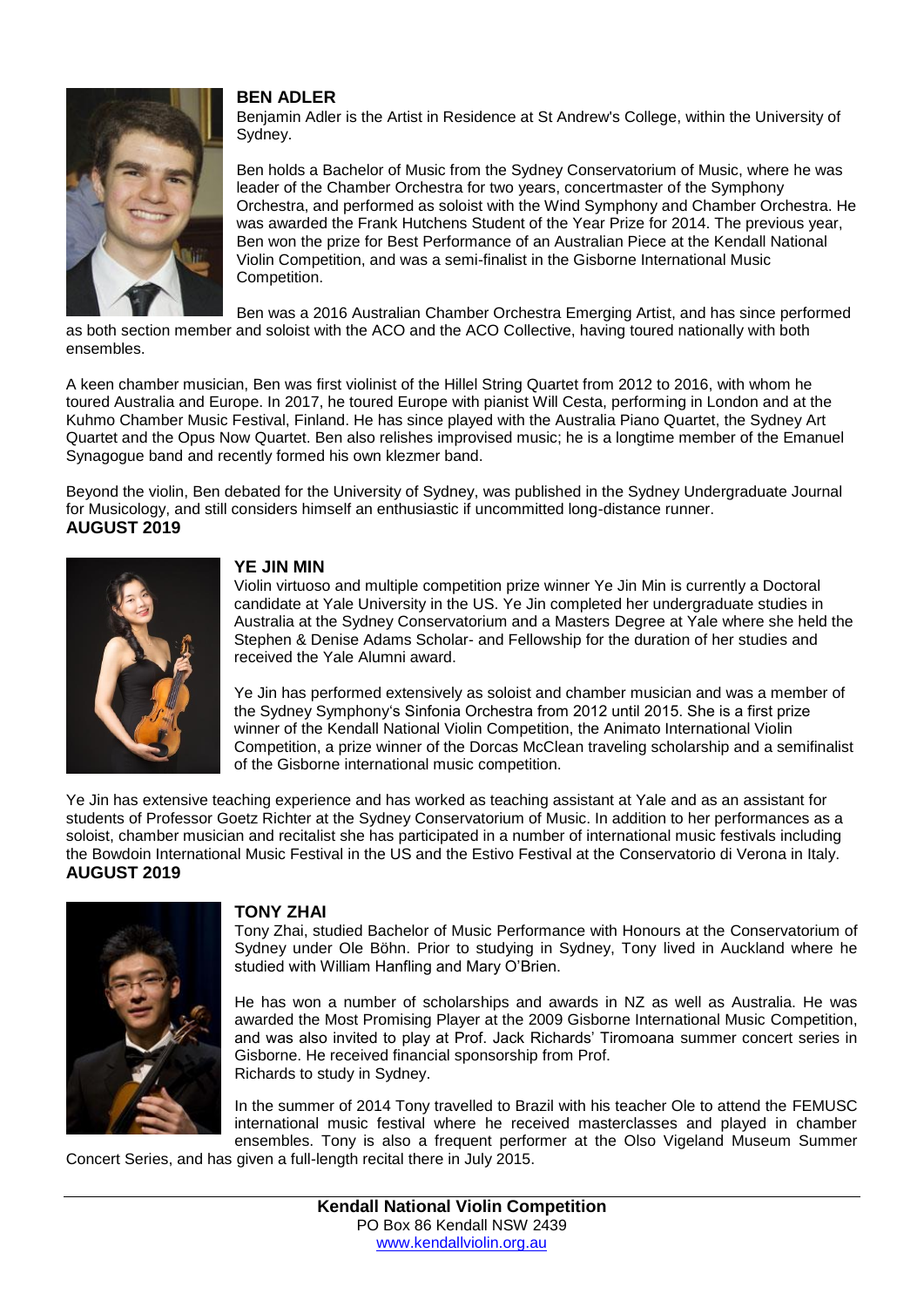## BEN ADLER

Benjamin Adler is the Artist in Residence at St Andrew's College, within the University of Sydney.

Ben holds a Bachelor of Music from the Sydney Conservatorium of Music, where he was leader of the Chamber Orchestra for two years, concertmaster of the Symphony Orchestra, and performed as soloist with the Wind Symphony and Chamber Orchestra. He was awarded the Frank Hutchens Student of the Year Prize for 2014. The previous year, Ben won the prize for Best Performance of an Australian Piece at the Kendall National Violin Competition, and was a semi-finalist in the Gisborne International Music Competition.

Ben was a 2016 Australian Chamber Orchestra Emerging Artist, and has since performed as both section member and soloist with the ACO and the ACO Collective, having toured nationally with both ensembles.

A keen chamber musician, Ben was first violinist of the Hillel String Quartet from 2012 to 2016, with whom he toured Australia and Europe. In 2017, he toured Europe with pianist Will Cesta, performing in London and at the Kuhmo Chamber Music Festival, Finland. He has since played with the Australia Piano Quartet, the Sydney Art Quartet and the Opus Now Quartet. Ben also relishes improvised music; he is a longtime member of the Emanuel Synagogue band and recently formed his own klezmer band.

Beyond the violin, Ben debated for the University of Sydney, was published in the Sydney Undergraduate Journal for Musicology, and still considers himself an enthusiastic if uncommitted long-distance runner.

**AUGUST 2019**

## YE JIN MIN

Violin virtuoso and multiple competition prize winner Ye Jin Min is currently a Doctoral candidate at Yale University in the US. Ye Jin completed her undergraduate studies in Australia at the Sydney Conservatorium and a Masters Degree at Yale where she held the Stephen & Denise Adams Scholar- and Fellowship for the duration of her studies and received the Yale Alumni award.

Ye Jin has performed extensively as soloist and chamber musician and was a member of the Sydney Symphony's Sinfonia Orchestra from 2012 until 2015. She is a first prize winner of the Kendall National Violin Competition, the Animato International Violin Competition, a prize winner of the Dorcas McClean traveling scholarship and a semifinalist of the Gisborne international music competition.

Ye Jin has extensive teaching experience and has worked as teaching assistant at Yale and as an assistant for students of Professor Goetz Richter at the Sydney Conservatorium of Music. In addition to her performances as a soloist, chamber musician and recitalist she has participated in a number of international music festivals including the Bowdoin International Music Festival in the US and the Estivo Festival at the Conservatorio di Verona in Italy.

**AUGUST 2019**

## TONY ZHAI

Tony Zhai, studied Bachelor of Music Performance with Honours at the Conservatorium of Sydney under Ole Böhn. Prior to studying in Sydney, Tony lived in Auckland where he studied with William Hanfling and Mary O'Brien.

He has won a number of scholarships and awards in NZ as well as Australia. He was awarded the Most Promising Player at the 2009 Gisborne International Music Competition, and was also invited to play at Prof. Jack Richards' Tiromoana summer concert series in Gisborne. He received financial sponsorship from Prof.
Richards to study in Sydney.

In the summer of 2014 Tony travelled to Brazil with his teacher Ole to attend the FEMUSC international music festival where he received masterclasses and played in chamber ensembles. Tony is also a frequent performer at the Olso Vigeland Museum Summer Concert Series, and has given a full-length recital there in July 2015.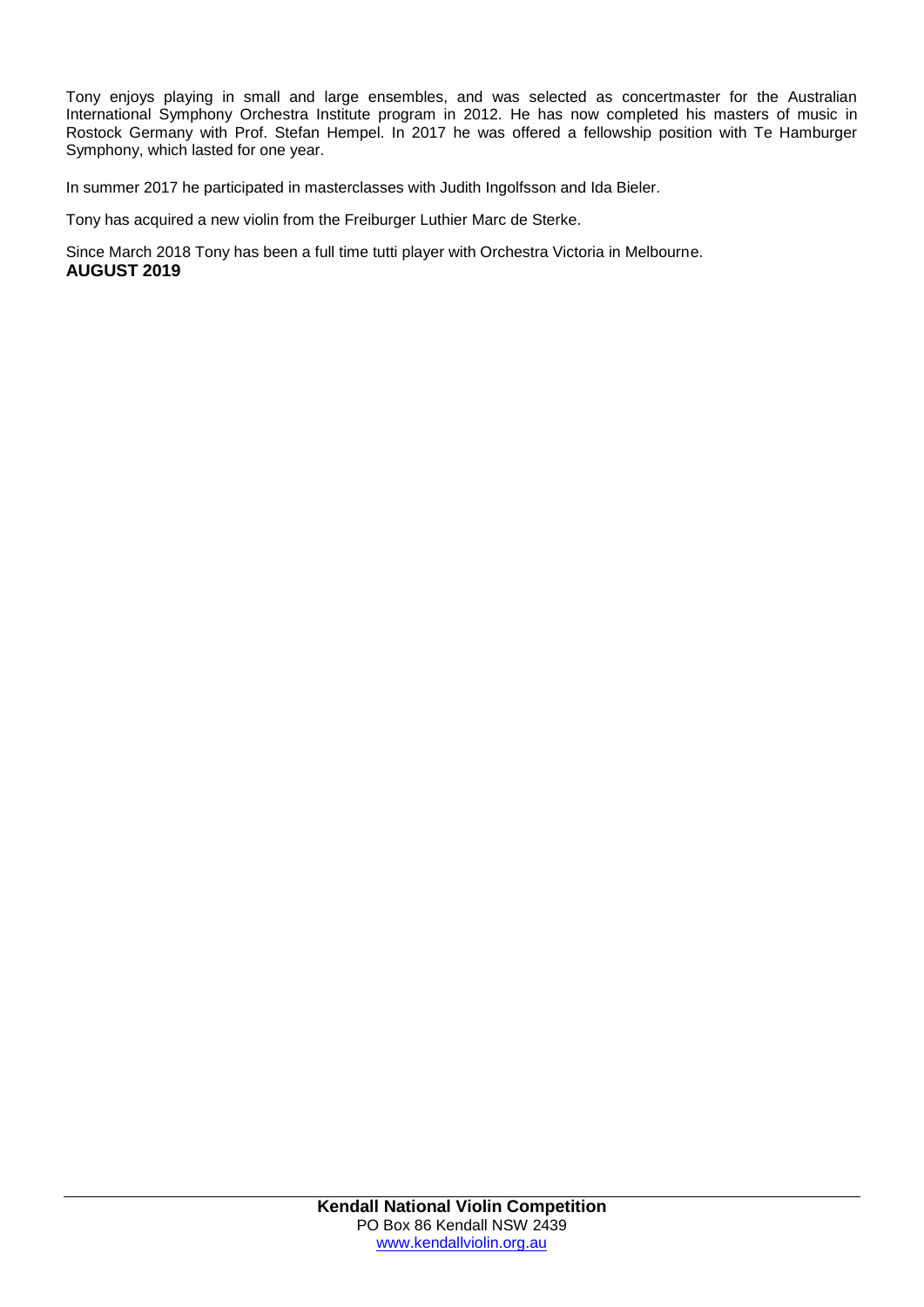Tony enjoys playing in small and large ensembles, and was selected as concertmaster for the Australian International Symphony Orchestra Institute program in 2012. He has now completed his masters of music in Rostock Germany with Prof. Stefan Hempel. In 2017 he was offered a fellowship position with Te Hamburger Symphony, which lasted for one year.

In summer 2017 he participated in masterclasses with Judith Ingolfsson and Ida Bieler.

Tony has acquired a new violin from the Freiburger Luthier Marc de Sterke.

Since March 2018 Tony has been a full time tutti player with Orchestra Victoria in Melbourne.
**AUGUST 2019**

**Kendall National Violin Competition**
PO Box 86 Kendall NSW 2439
www.kendallviolin.org.au